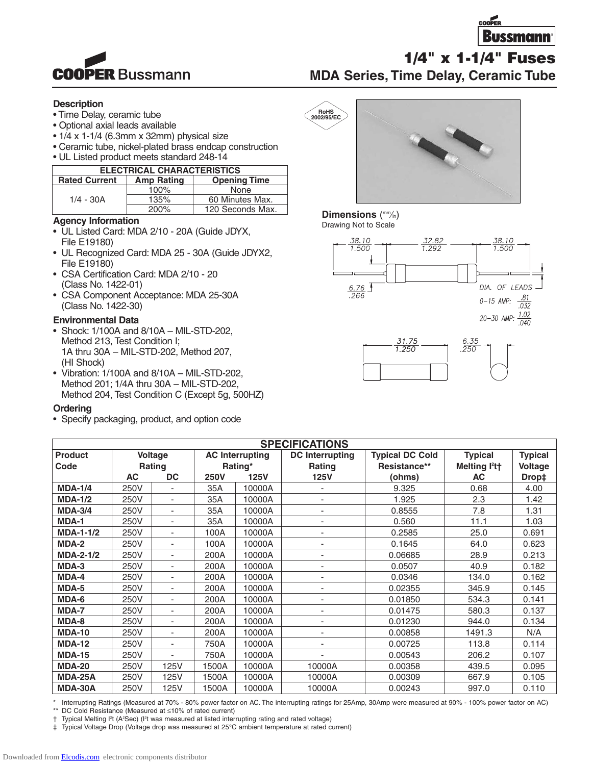# 1/4" x 1-1/4" Fuses

## MDA Series, Time Delay, Ceramic Tube

RoHS 2002/95/EC

### Description

- Time Delay, ceramic tube
- Optional axial leads available
- 1/4 x 1-1/4 (6.3mm x 32mm) physical size
- Ceramic tube, nickel-plated brass endcap construction
- UL Listed product meets standard 248-14

| ELECTRICAL CHARACTERISTICS | | |
|---|---|---|
| Rated Current | Amp Rating | Opening Time |
| 1/4 - 30A | 100% | None |
| | 135% | 60 Minutes Max. |
| | 200% | 120 Seconds Max. |

### Agency Information

- UL Listed Card: MDA 2/10 - 20A (Guide JDYX, File E19180)
- UL Recognized Card: MDA 25 - 30A (Guide JDYX2, File E19180)
- CSA Certification Card: MDA 2/10 - 20 (Class No. 1422-01)
- CSA Component Acceptance: MDA 25-30A (Class No. 1422-30)

### Environmental Data

- Shock: 1/100A and 8/10A – MIL-STD-202, Method 213, Test Condition I; 1A thru 30A – MIL-STD-202, Method 207, (HI Shock)
- Vibration: 1/100A and 8/10A – MIL-STD-202, Method 201; 1/4A thru 30A – MIL-STD-202, Method 204, Test Condition C (Except 5g, 500HZ)

### Ordering

- Specify packaging, product, and option code

### Dimensions (mm/in)

Drawing Not to Scale

38.10 / 1.500 — 32.82 / 1.292 — 38.10 / 1.500

6.76 / .266

DIA. OF LEADS
0–15 AMP: .81 / .032
20–30 AMP: 1.02 / .040

31.75 / 1.250 — 6.35 / .250

| SPECIFICATIONS | | | | | | | | |
|---|---|---|---|---|---|---|---|---|
| Product Code | Voltage Rating | | AC Interrupting Rating* | | DC Interrupting Rating | Typical DC Cold Resistance** | Typical Melting I²t† | Typical Voltage Drop‡ |
| | AC | DC | 250V | 125V | 125V | (ohms) | AC | |
| MDA-1/4 | 250V | - | 35A | 10000A | - | 9.325 | 0.68 | 4.00 |
| MDA-1/2 | 250V | - | 35A | 10000A | - | 1.925 | 2.3 | 1.42 |
| MDA-3/4 | 250V | - | 35A | 10000A | - | 0.8555 | 7.8 | 1.31 |
| MDA-1 | 250V | - | 35A | 10000A | - | 0.560 | 11.1 | 1.03 |
| MDA-1-1/2 | 250V | - | 100A | 10000A | - | 0.2585 | 25.0 | 0.691 |
| MDA-2 | 250V | - | 100A | 10000A | - | 0.1645 | 64.0 | 0.623 |
| MDA-2-1/2 | 250V | - | 200A | 10000A | - | 0.06685 | 28.9 | 0.213 |
| MDA-3 | 250V | - | 200A | 10000A | - | 0.0507 | 40.9 | 0.182 |
| MDA-4 | 250V | - | 200A | 10000A | - | 0.0346 | 134.0 | 0.162 |
| MDA-5 | 250V | - | 200A | 10000A | - | 0.02355 | 345.9 | 0.145 |
| MDA-6 | 250V | - | 200A | 10000A | - | 0.01850 | 534.3 | 0.141 |
| MDA-7 | 250V | - | 200A | 10000A | - | 0.01475 | 580.3 | 0.137 |
| MDA-8 | 250V | - | 200A | 10000A | - | 0.01230 | 944.0 | 0.134 |
| MDA-10 | 250V | - | 200A | 10000A | - | 0.00858 | 1491.3 | N/A |
| MDA-12 | 250V | - | 750A | 10000A | - | 0.00725 | 113.8 | 0.114 |
| MDA-15 | 250V | - | 750A | 10000A | - | 0.00543 | 206.2 | 0.107 |
| MDA-20 | 250V | 125V | 1500A | 10000A | 10000A | 0.00358 | 439.5 | 0.095 |
| MDA-25A | 250V | 125V | 1500A | 10000A | 10000A | 0.00309 | 667.9 | 0.105 |
| MDA-30A | 250V | 125V | 1500A | 10000A | 10000A | 0.00243 | 997.0 | 0.110 |

\* Interrupting Ratings (Measured at 70% - 80% power factor on AC. The interrupting ratings for 25Amp, 30Amp were measured at 90% - 100% power factor on AC)

** DC Cold Resistance (Measured at ≤10% of rated current)

† Typical Melting I²t (A²Sec) (I²t was measured at listed interrupting rating and rated voltage)

‡ Typical Voltage Drop (Voltage drop was measured at 25°C ambient temperature at rated current)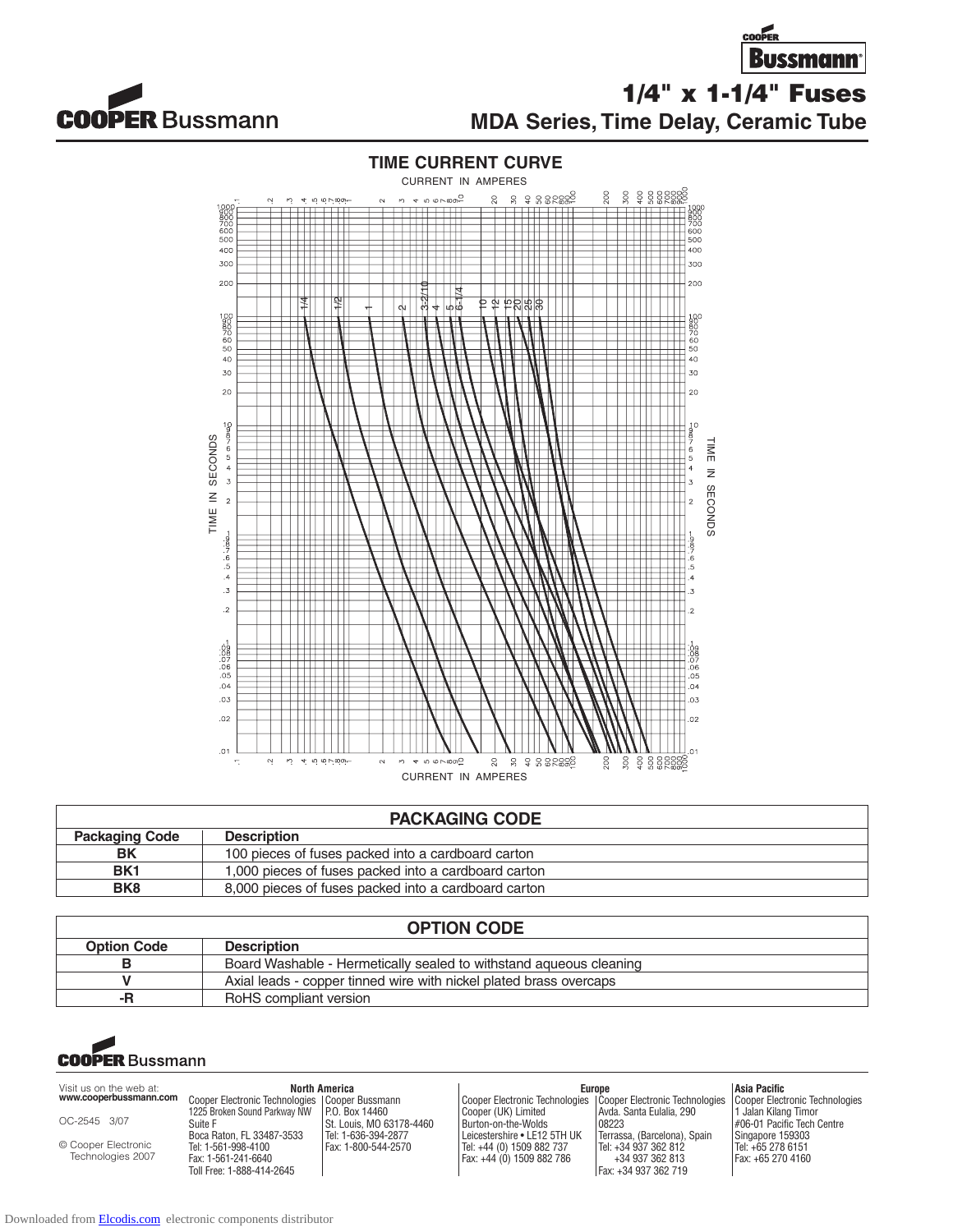# 1/4" x 1-1/4" Fuses

## MDA Series, Time Delay, Ceramic Tube

### TIME CURRENT CURVE

CURRENT IN AMPERES

TIME IN SECONDS

1/4 1/2 1 2 3-2/10 4 5 6-1/4 10 12 15 20 25 30

.1 .2 .3 .4 .5 .6 .7 .8 .9 1 2 3 4 5 6 7 8 9 10 20 30 40 50 60 70 80 90 100 200 300 400 500 600 700 800 900 1000

1000 900 800 700 600 500 400 300 200 100 90 80 70 60 50 40 30 20 10 9 8 7 6 5 4 3 2 1 .9 .8 .7 .6 .5 .4 .3 .2 .1 .09 .08 .07 .06 .05 .04 .03 .02 .01

| PACKAGING CODE | |
|---|---|
| **Packaging Code** | **Description** |
| **BK** | 100 pieces of fuses packed into a cardboard carton |
| **BK1** | 1,000 pieces of fuses packed into a cardboard carton |
| **BK8** | 8,000 pieces of fuses packed into a cardboard carton |

| OPTION CODE | |
|---|---|
| **Option Code** | **Description** |
| **B** | Board Washable - Hermetically sealed to withstand aqueous cleaning |
| **V** | Axial leads - copper tinned wire with nickel plated brass overcaps |
| **-R** | RoHS compliant version |

Visit us on the web at:
**www.cooperbussmann.com**

OC-2545 3/07

© Cooper Electronic Technologies 2007

**North America**

Cooper Electronic Technologies
1225 Broken Sound Parkway NW
Suite F
Boca Raton, FL 33487-3533
Tel: 1-561-998-4100
Fax: 1-561-241-6640
Toll Free: 1-888-414-2645

Cooper Bussmann
P.O. Box 14460
St. Louis, MO 63178-4460
Tel: 1-636-394-2877
Fax: 1-800-544-2570

**Europe**

Cooper Electronic Technologies
Cooper (UK) Limited
Burton-on-the-Wolds
Leicestershire • LE12 5TH UK
Tel: +44 (0) 1509 882 737
Fax: +44 (0) 1509 882 786

Cooper Electronic Technologies
Avda. Santa Eulalia, 290
08223
Terrassa, (Barcelona), Spain
Tel: +34 937 362 812
+34 937 362 813
Fax: +34 937 362 719

**Asia Pacific**

Cooper Electronic Technologies
1 Jalan Kilang Timor
#06-01 Pacific Tech Centre
Singapore 159303
Tel: +65 278 6151
Fax: +65 270 4160